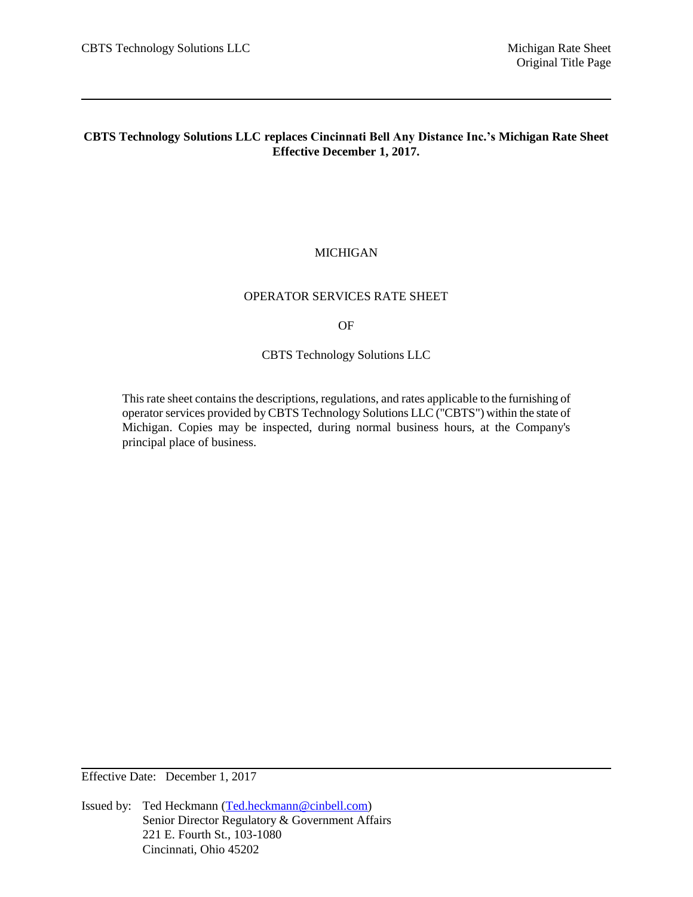**CBTS Technology Solutions LLC replaces Cincinnati Bell Any Distance Inc.'s Michigan Rate Sheet Effective December 1, 2017.**

MICHIGAN

OPERATOR SERVICES RATE SHEET

OF

CBTS Technology Solutions LLC

This rate sheet contains the descriptions, regulations, and rates applicable to the furnishing of operator services provided by CBTS Technology Solutions LLC ("CBTS") within the state of Michigan. Copies may be inspected, during normal business hours, at the Company's principal place of business.

Effective Date: December 1, 2017

Issued by: Ted Heckmann (Ted.heckmann@cinbell.com)
Senior Director Regulatory & Government Affairs
221 E. Fourth St., 103-1080
Cincinnati, Ohio 45202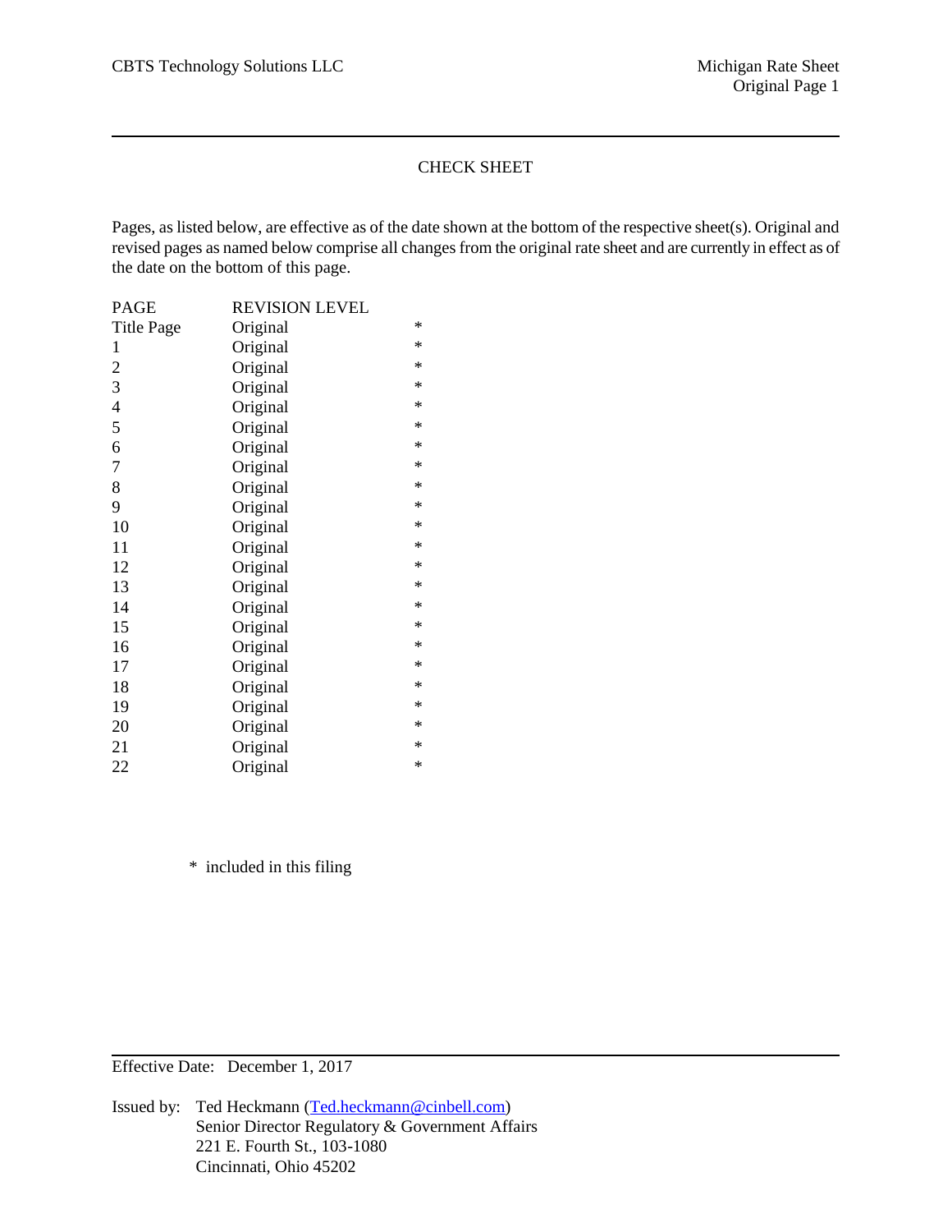# CHECK SHEET

Pages, as listed below, are effective as of the date shown at the bottom of the respective sheet(s). Original and revised pages as named below comprise all changes from the original rate sheet and are currently in effect as of the date on the bottom of this page.

| PAGE | REVISION LEVEL | |
|---|---|---|
| Title Page | Original | * |
| 1 | Original | * |
| 2 | Original | * |
| 3 | Original | * |
| 4 | Original | * |
| 5 | Original | * |
| 6 | Original | * |
| 7 | Original | * |
| 8 | Original | * |
| 9 | Original | * |
| 10 | Original | * |
| 11 | Original | * |
| 12 | Original | * |
| 13 | Original | * |
| 14 | Original | * |
| 15 | Original | * |
| 16 | Original | * |
| 17 | Original | * |
| 18 | Original | * |
| 19 | Original | * |
| 20 | Original | * |
| 21 | Original | * |
| 22 | Original | * |

\* included in this filing

Effective Date: December 1, 2017

Issued by: Ted Heckmann (Ted.heckmann@cinbell.com)
Senior Director Regulatory & Government Affairs
221 E. Fourth St., 103-1080
Cincinnati, Ohio 45202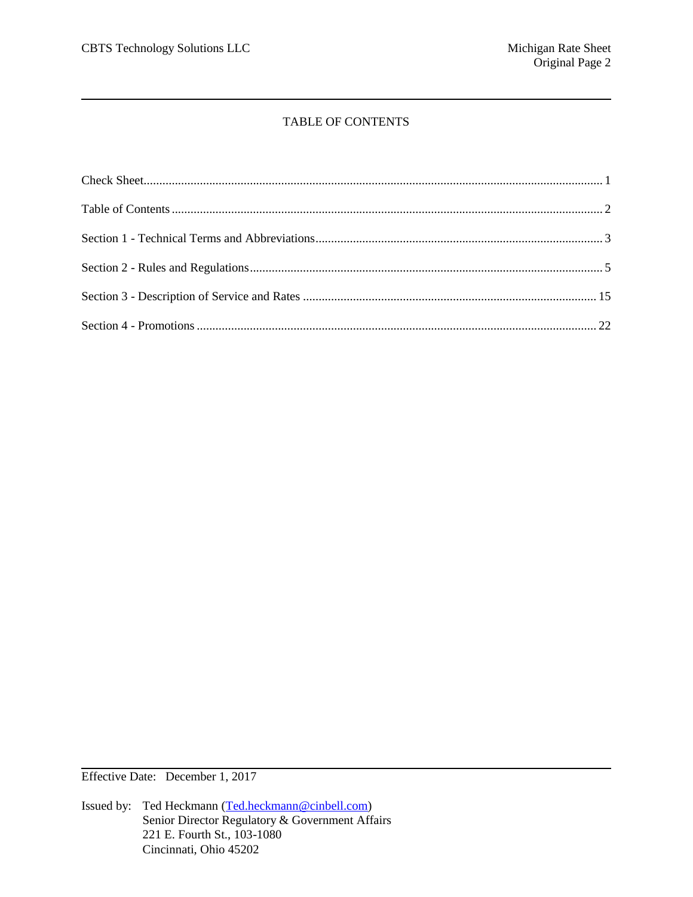# TABLE OF CONTENTS

| | |
|---|---|
| Check Sheet | 1 |
| Table of Contents | 2 |
| Section 1 - Technical Terms and Abbreviations | 3 |
| Section 2 - Rules and Regulations | 5 |
| Section 3 - Description of Service and Rates | 15 |
| Section 4 - Promotions | 22 |

Effective Date: December 1, 2017

Issued by: Ted Heckmann (Ted.heckmann@cinbell.com)
Senior Director Regulatory & Government Affairs
221 E. Fourth St., 103-1080
Cincinnati, Ohio 45202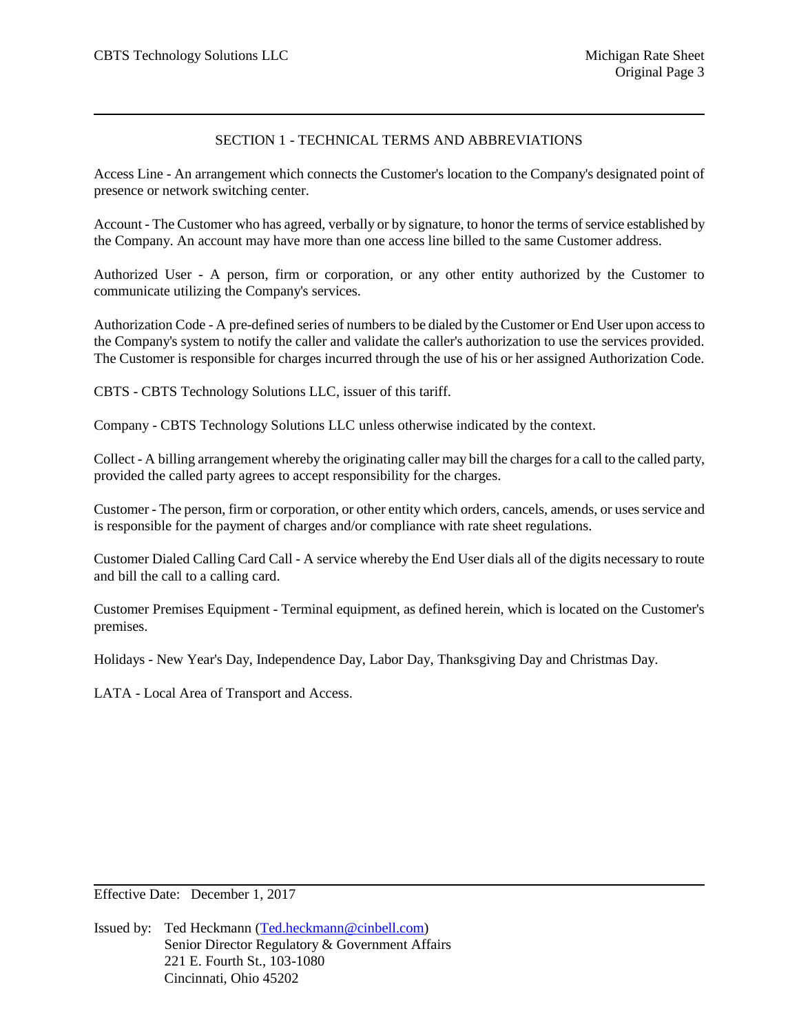## SECTION 1 - TECHNICAL TERMS AND ABBREVIATIONS

Access Line - An arrangement which connects the Customer's location to the Company's designated point of presence or network switching center.

Account - The Customer who has agreed, verbally or by signature, to honor the terms of service established by the Company. An account may have more than one access line billed to the same Customer address.

Authorized User - A person, firm or corporation, or any other entity authorized by the Customer to communicate utilizing the Company's services.

Authorization Code - A pre-defined series of numbers to be dialed by the Customer or End User upon access to the Company's system to notify the caller and validate the caller's authorization to use the services provided. The Customer is responsible for charges incurred through the use of his or her assigned Authorization Code.

CBTS - CBTS Technology Solutions LLC, issuer of this tariff.

Company - CBTS Technology Solutions LLC unless otherwise indicated by the context.

Collect - A billing arrangement whereby the originating caller may bill the charges for a call to the called party, provided the called party agrees to accept responsibility for the charges.

Customer - The person, firm or corporation, or other entity which orders, cancels, amends, or uses service and is responsible for the payment of charges and/or compliance with rate sheet regulations.

Customer Dialed Calling Card Call - A service whereby the End User dials all of the digits necessary to route and bill the call to a calling card.

Customer Premises Equipment - Terminal equipment, as defined herein, which is located on the Customer's premises.

Holidays - New Year's Day, Independence Day, Labor Day, Thanksgiving Day and Christmas Day.

LATA - Local Area of Transport and Access.

Effective Date: December 1, 2017

Issued by: Ted Heckmann (Ted.heckmann@cinbell.com)
Senior Director Regulatory & Government Affairs
221 E. Fourth St., 103-1080
Cincinnati, Ohio 45202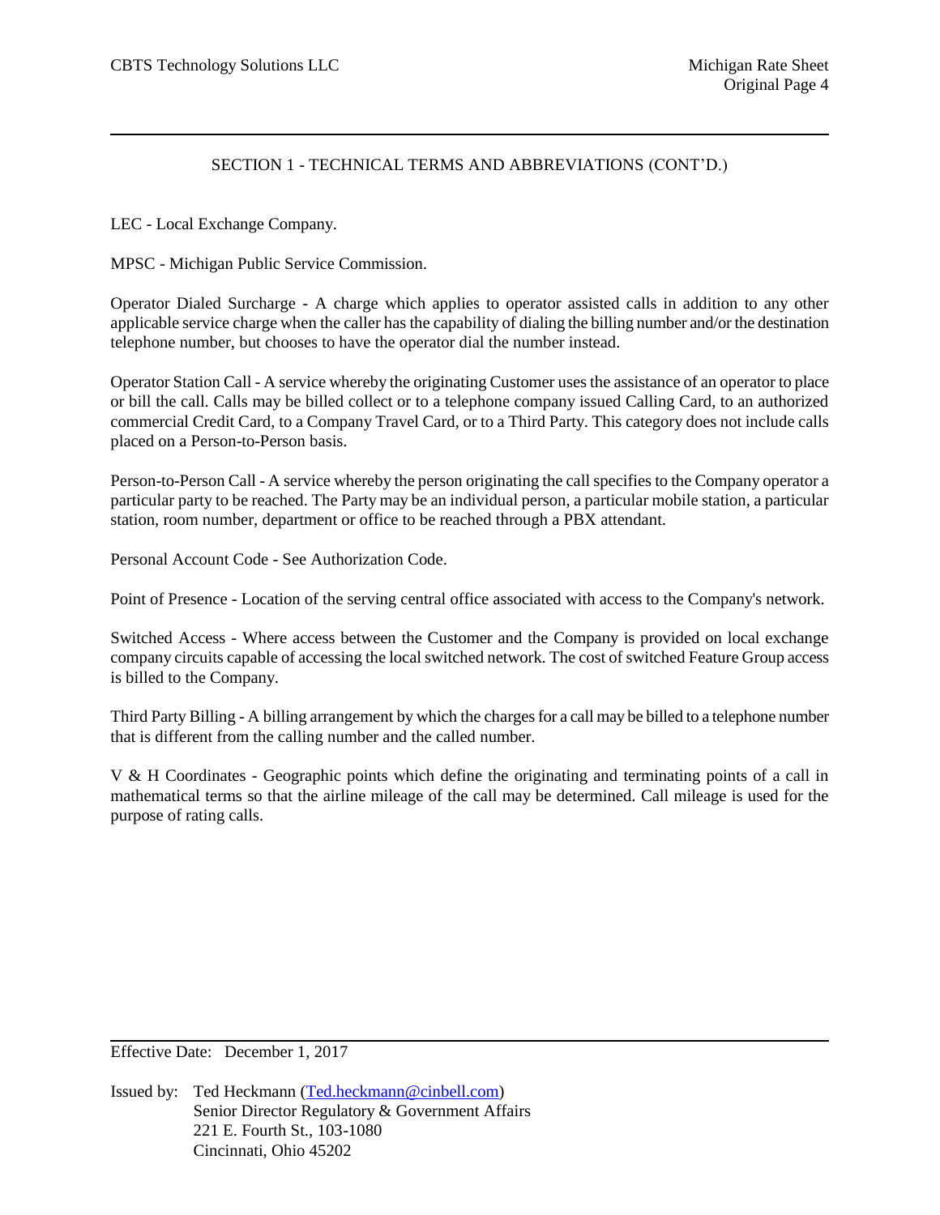## SECTION 1 - TECHNICAL TERMS AND ABBREVIATIONS (CONT'D.)

LEC - Local Exchange Company.

MPSC - Michigan Public Service Commission.

Operator Dialed Surcharge - A charge which applies to operator assisted calls in addition to any other applicable service charge when the caller has the capability of dialing the billing number and/or the destination telephone number, but chooses to have the operator dial the number instead.

Operator Station Call - A service whereby the originating Customer uses the assistance of an operator to place or bill the call. Calls may be billed collect or to a telephone company issued Calling Card, to an authorized commercial Credit Card, to a Company Travel Card, or to a Third Party. This category does not include calls placed on a Person-to-Person basis.

Person-to-Person Call - A service whereby the person originating the call specifies to the Company operator a particular party to be reached. The Party may be an individual person, a particular mobile station, a particular station, room number, department or office to be reached through a PBX attendant.

Personal Account Code - See Authorization Code.

Point of Presence - Location of the serving central office associated with access to the Company's network.

Switched Access - Where access between the Customer and the Company is provided on local exchange company circuits capable of accessing the local switched network. The cost of switched Feature Group access is billed to the Company.

Third Party Billing - A billing arrangement by which the charges for a call may be billed to a telephone number that is different from the calling number and the called number.

V & H Coordinates - Geographic points which define the originating and terminating points of a call in mathematical terms so that the airline mileage of the call may be determined. Call mileage is used for the purpose of rating calls.

Effective Date: December 1, 2017

Issued by: Ted Heckmann (Ted.heckmann@cinbell.com)
Senior Director Regulatory & Government Affairs
221 E. Fourth St., 103-1080
Cincinnati, Ohio 45202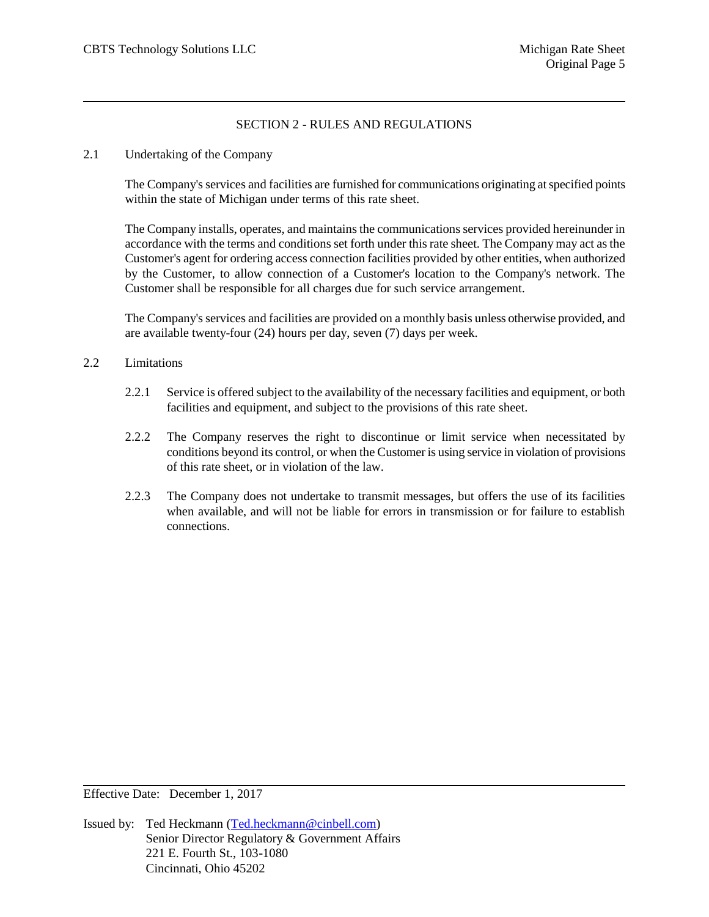## SECTION 2 - RULES AND REGULATIONS

### 2.1 Undertaking of the Company

The Company's services and facilities are furnished for communications originating at specified points within the state of Michigan under terms of this rate sheet.

The Company installs, operates, and maintains the communications services provided hereinunder in accordance with the terms and conditions set forth under this rate sheet. The Company may act as the Customer's agent for ordering access connection facilities provided by other entities, when authorized by the Customer, to allow connection of a Customer's location to the Company's network. The Customer shall be responsible for all charges due for such service arrangement.

The Company's services and facilities are provided on a monthly basis unless otherwise provided, and are available twenty-four (24) hours per day, seven (7) days per week.

### 2.2 Limitations

2.2.1 Service is offered subject to the availability of the necessary facilities and equipment, or both facilities and equipment, and subject to the provisions of this rate sheet.

2.2.2 The Company reserves the right to discontinue or limit service when necessitated by conditions beyond its control, or when the Customer is using service in violation of provisions of this rate sheet, or in violation of the law.

2.2.3 The Company does not undertake to transmit messages, but offers the use of its facilities when available, and will not be liable for errors in transmission or for failure to establish connections.

Effective Date: December 1, 2017

Issued by: Ted Heckmann (Ted.heckmann@cinbell.com)
Senior Director Regulatory & Government Affairs
221 E. Fourth St., 103-1080
Cincinnati, Ohio 45202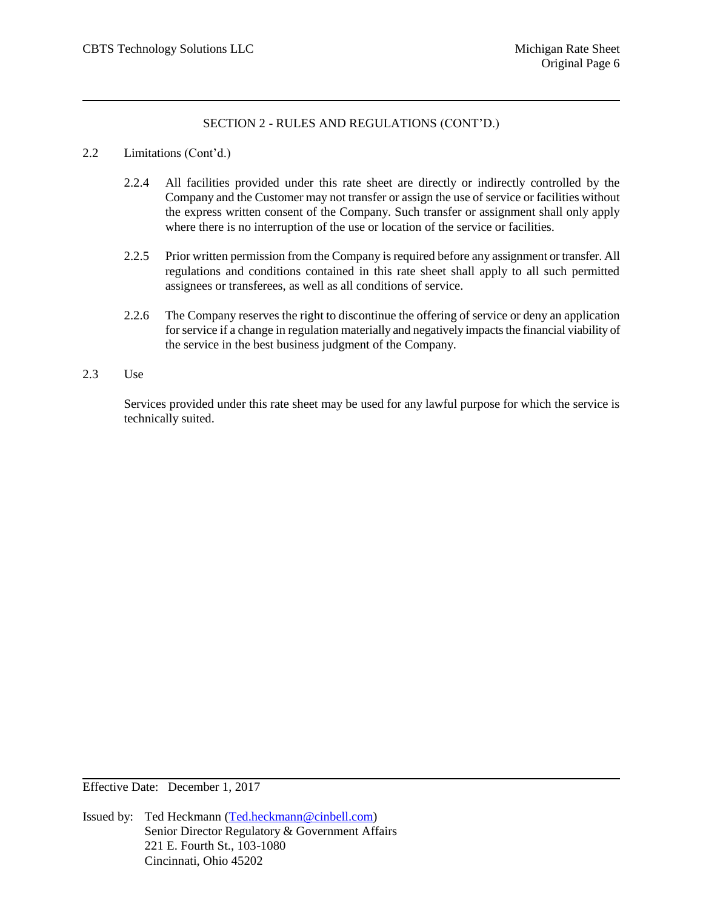## SECTION 2 - RULES AND REGULATIONS (CONT'D.)

2.2 Limitations (Cont'd.)

2.2.4 All facilities provided under this rate sheet are directly or indirectly controlled by the Company and the Customer may not transfer or assign the use of service or facilities without the express written consent of the Company. Such transfer or assignment shall only apply where there is no interruption of the use or location of the service or facilities.

2.2.5 Prior written permission from the Company is required before any assignment or transfer. All regulations and conditions contained in this rate sheet shall apply to all such permitted assignees or transferees, as well as all conditions of service.

2.2.6 The Company reserves the right to discontinue the offering of service or deny an application for service if a change in regulation materially and negatively impacts the financial viability of the service in the best business judgment of the Company.

2.3 Use

Services provided under this rate sheet may be used for any lawful purpose for which the service is technically suited.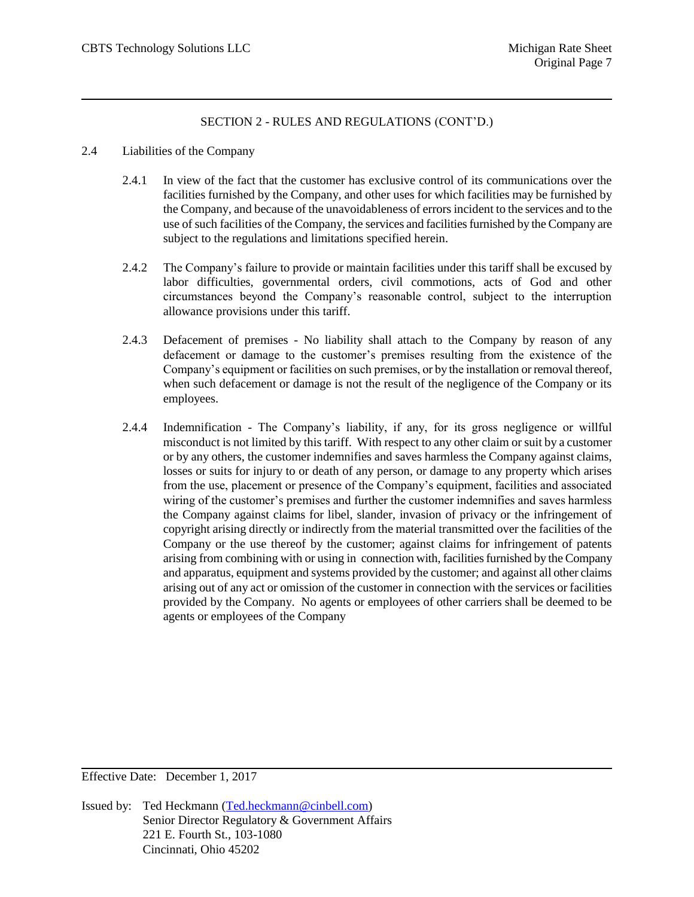## SECTION 2 - RULES AND REGULATIONS (CONT'D.)

2.4 Liabilities of the Company

2.4.1 In view of the fact that the customer has exclusive control of its communications over the facilities furnished by the Company, and other uses for which facilities may be furnished by the Company, and because of the unavoidableness of errors incident to the services and to the use of such facilities of the Company, the services and facilities furnished by the Company are subject to the regulations and limitations specified herein.

2.4.2 The Company's failure to provide or maintain facilities under this tariff shall be excused by labor difficulties, governmental orders, civil commotions, acts of God and other circumstances beyond the Company's reasonable control, subject to the interruption allowance provisions under this tariff.

2.4.3 Defacement of premises - No liability shall attach to the Company by reason of any defacement or damage to the customer's premises resulting from the existence of the Company's equipment or facilities on such premises, or by the installation or removal thereof, when such defacement or damage is not the result of the negligence of the Company or its employees.

2.4.4 Indemnification - The Company's liability, if any, for its gross negligence or willful misconduct is not limited by this tariff. With respect to any other claim or suit by a customer or by any others, the customer indemnifies and saves harmless the Company against claims, losses or suits for injury to or death of any person, or damage to any property which arises from the use, placement or presence of the Company's equipment, facilities and associated wiring of the customer's premises and further the customer indemnifies and saves harmless the Company against claims for libel, slander, invasion of privacy or the infringement of copyright arising directly or indirectly from the material transmitted over the facilities of the Company or the use thereof by the customer; against claims for infringement of patents arising from combining with or using in connection with, facilities furnished by the Company and apparatus, equipment and systems provided by the customer; and against all other claims arising out of any act or omission of the customer in connection with the services or facilities provided by the Company. No agents or employees of other carriers shall be deemed to be agents or employees of the Company

Effective Date: December 1, 2017

Issued by: Ted Heckmann (Ted.heckmann@cinbell.com)
Senior Director Regulatory & Government Affairs
221 E. Fourth St., 103-1080
Cincinnati, Ohio 45202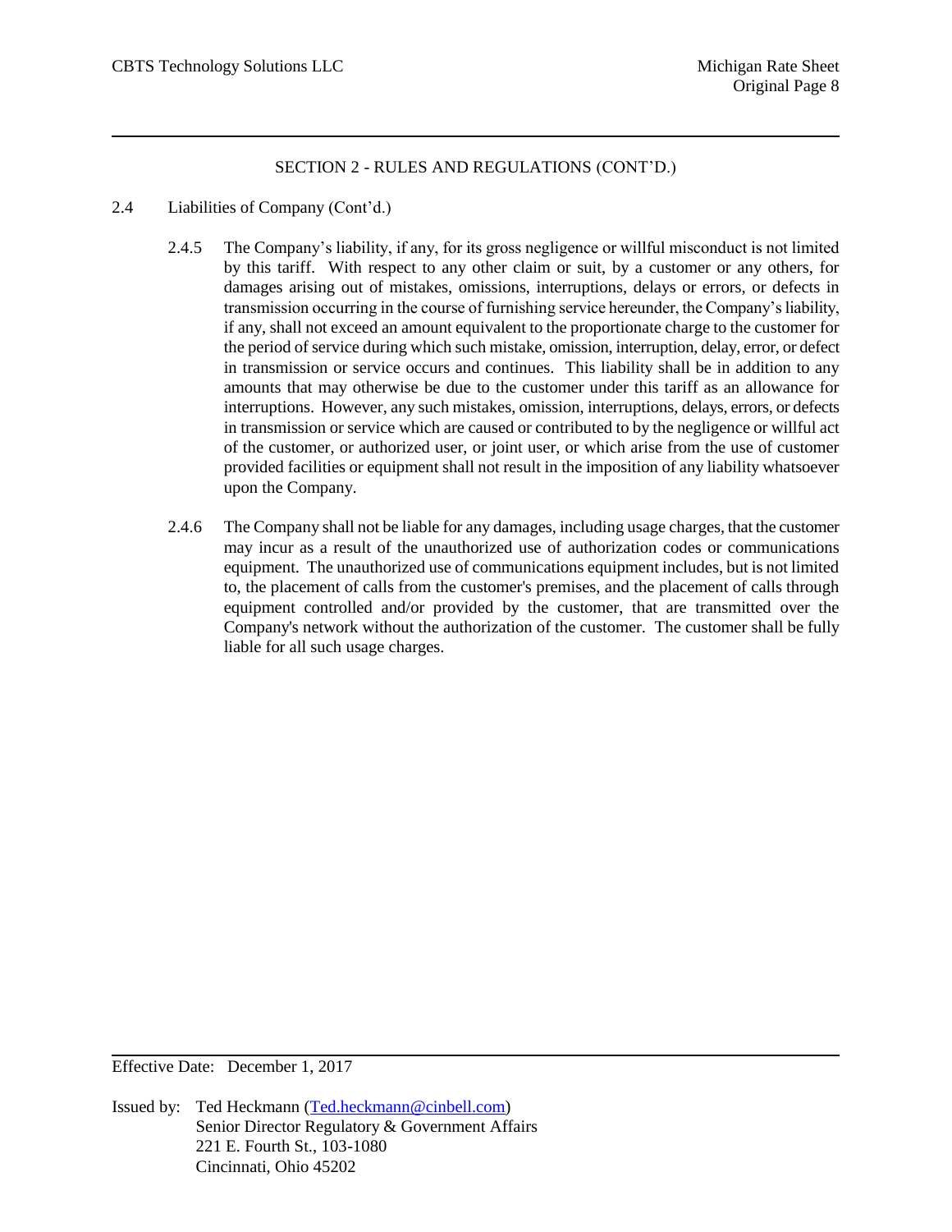SECTION 2 - RULES AND REGULATIONS (CONT'D.)

2.4 Liabilities of Company (Cont'd.)

2.4.5 The Company's liability, if any, for its gross negligence or willful misconduct is not limited by this tariff. With respect to any other claim or suit, by a customer or any others, for damages arising out of mistakes, omissions, interruptions, delays or errors, or defects in transmission occurring in the course of furnishing service hereunder, the Company's liability, if any, shall not exceed an amount equivalent to the proportionate charge to the customer for the period of service during which such mistake, omission, interruption, delay, error, or defect in transmission or service occurs and continues. This liability shall be in addition to any amounts that may otherwise be due to the customer under this tariff as an allowance for interruptions. However, any such mistakes, omission, interruptions, delays, errors, or defects in transmission or service which are caused or contributed to by the negligence or willful act of the customer, or authorized user, or joint user, or which arise from the use of customer provided facilities or equipment shall not result in the imposition of any liability whatsoever upon the Company.

2.4.6 The Company shall not be liable for any damages, including usage charges, that the customer may incur as a result of the unauthorized use of authorization codes or communications equipment. The unauthorized use of communications equipment includes, but is not limited to, the placement of calls from the customer's premises, and the placement of calls through equipment controlled and/or provided by the customer, that are transmitted over the Company's network without the authorization of the customer. The customer shall be fully liable for all such usage charges.

Effective Date: December 1, 2017

Issued by: Ted Heckmann (Ted.heckmann@cinbell.com)
Senior Director Regulatory & Government Affairs
221 E. Fourth St., 103-1080
Cincinnati, Ohio 45202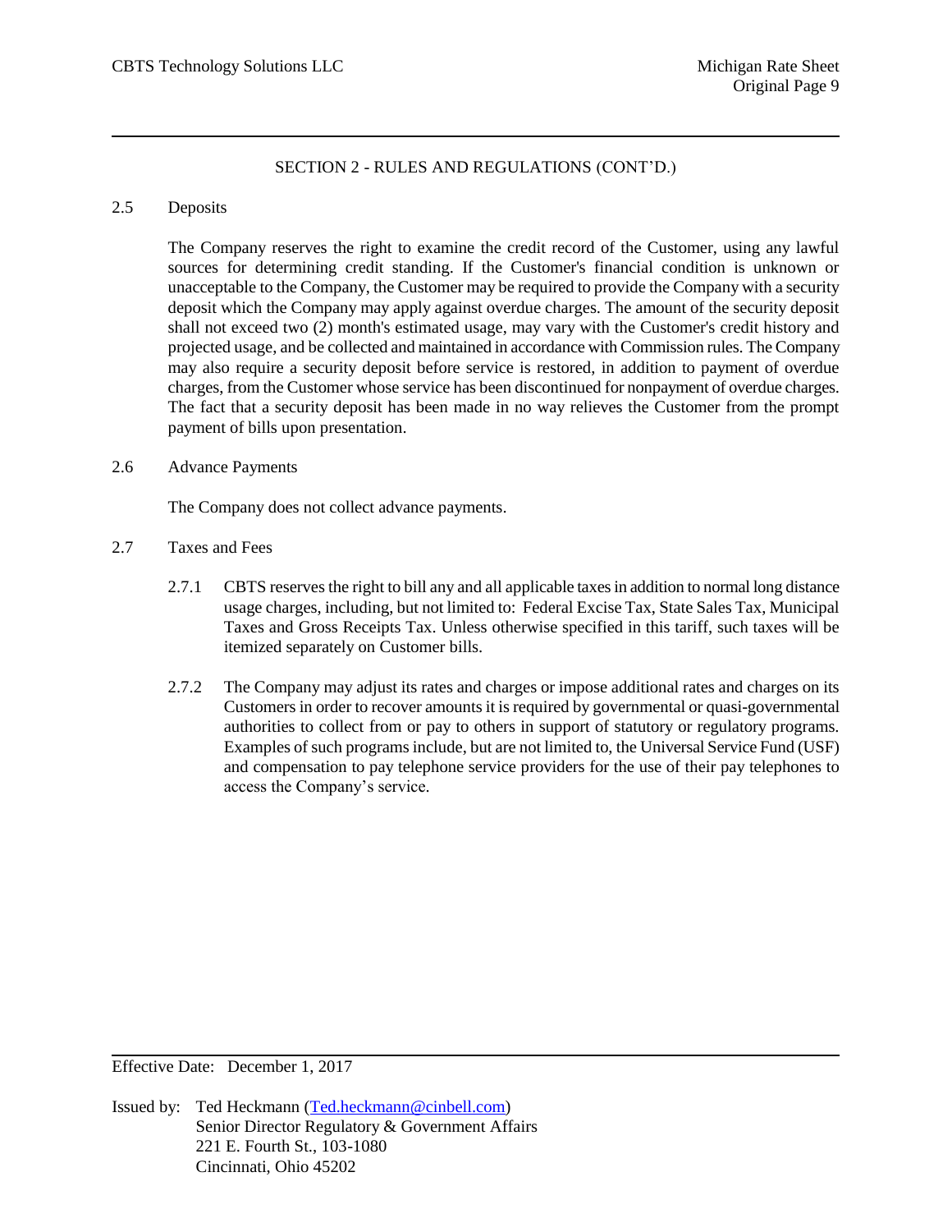## SECTION 2 - RULES AND REGULATIONS (CONT'D.)

### 2.5 Deposits

The Company reserves the right to examine the credit record of the Customer, using any lawful sources for determining credit standing. If the Customer's financial condition is unknown or unacceptable to the Company, the Customer may be required to provide the Company with a security deposit which the Company may apply against overdue charges. The amount of the security deposit shall not exceed two (2) month's estimated usage, may vary with the Customer's credit history and projected usage, and be collected and maintained in accordance with Commission rules. The Company may also require a security deposit before service is restored, in addition to payment of overdue charges, from the Customer whose service has been discontinued for nonpayment of overdue charges. The fact that a security deposit has been made in no way relieves the Customer from the prompt payment of bills upon presentation.

### 2.6 Advance Payments

The Company does not collect advance payments.

### 2.7 Taxes and Fees

2.7.1 CBTS reserves the right to bill any and all applicable taxes in addition to normal long distance usage charges, including, but not limited to: Federal Excise Tax, State Sales Tax, Municipal Taxes and Gross Receipts Tax. Unless otherwise specified in this tariff, such taxes will be itemized separately on Customer bills.

2.7.2 The Company may adjust its rates and charges or impose additional rates and charges on its Customers in order to recover amounts it is required by governmental or quasi-governmental authorities to collect from or pay to others in support of statutory or regulatory programs. Examples of such programs include, but are not limited to, the Universal Service Fund (USF) and compensation to pay telephone service providers for the use of their pay telephones to access the Company's service.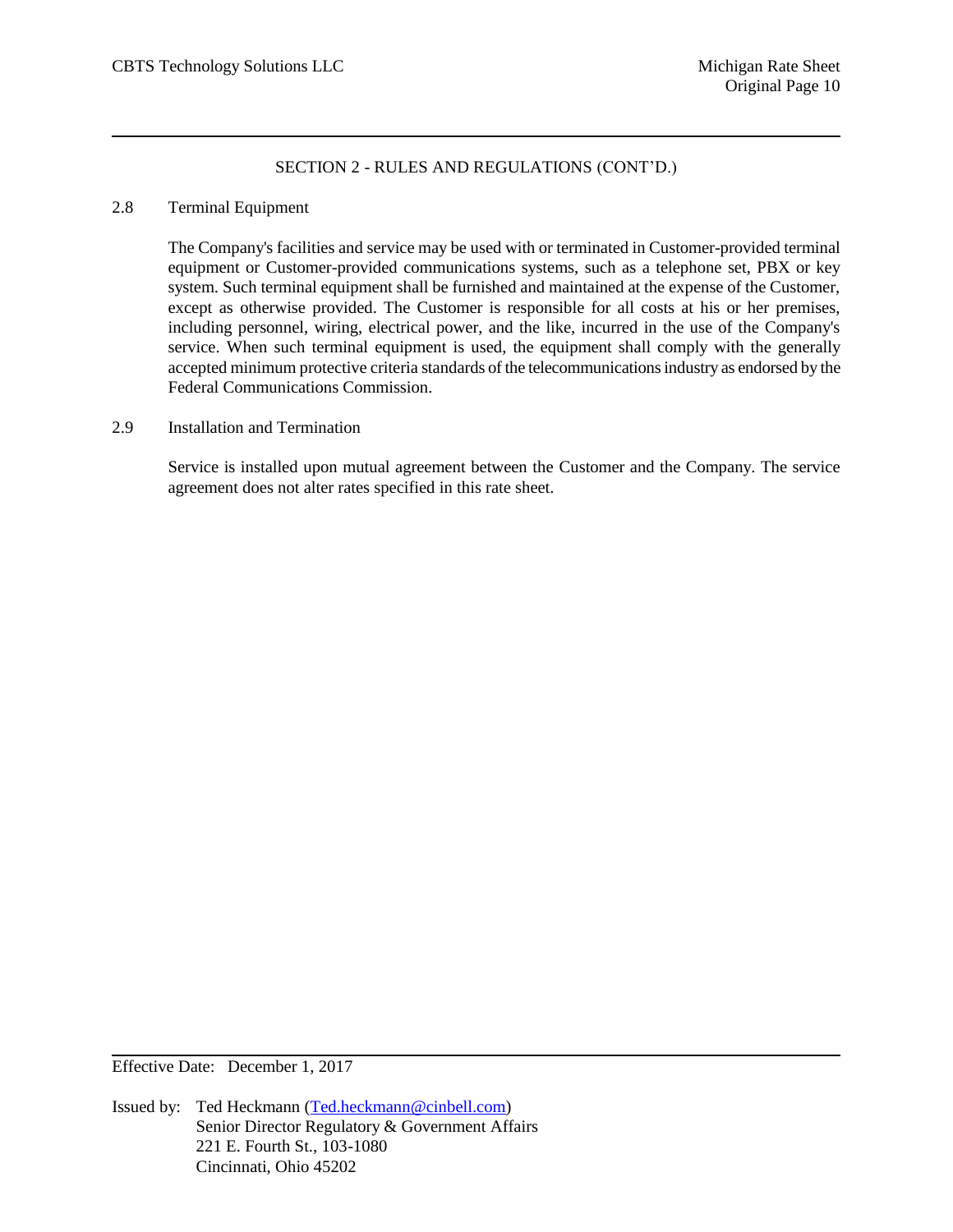## SECTION 2 - RULES AND REGULATIONS (CONT'D.)

### 2.8 Terminal Equipment

The Company's facilities and service may be used with or terminated in Customer-provided terminal equipment or Customer-provided communications systems, such as a telephone set, PBX or key system. Such terminal equipment shall be furnished and maintained at the expense of the Customer, except as otherwise provided. The Customer is responsible for all costs at his or her premises, including personnel, wiring, electrical power, and the like, incurred in the use of the Company's service. When such terminal equipment is used, the equipment shall comply with the generally accepted minimum protective criteria standards of the telecommunications industry as endorsed by the Federal Communications Commission.

### 2.9 Installation and Termination

Service is installed upon mutual agreement between the Customer and the Company. The service agreement does not alter rates specified in this rate sheet.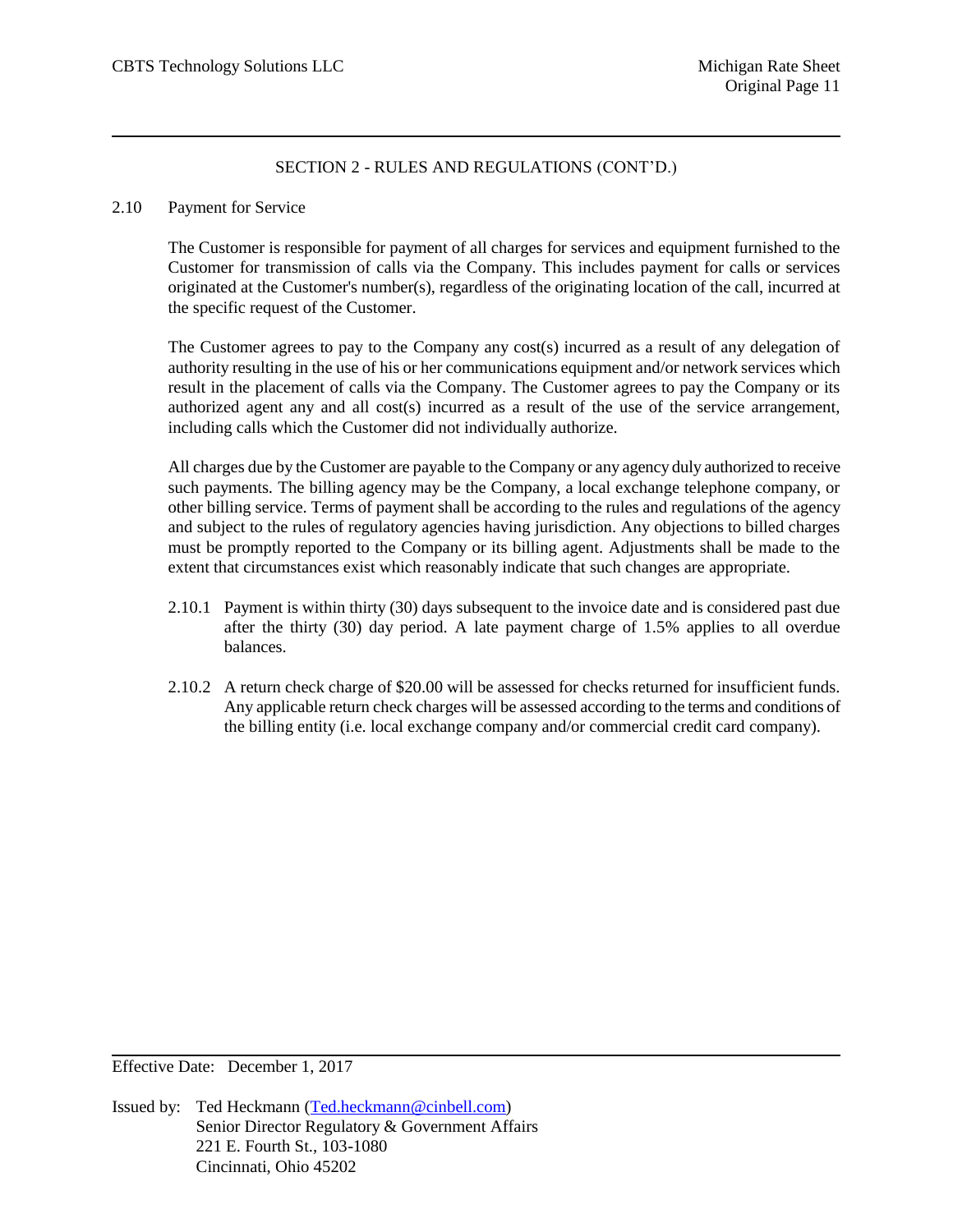## SECTION 2 - RULES AND REGULATIONS (CONT'D.)

### 2.10 Payment for Service

The Customer is responsible for payment of all charges for services and equipment furnished to the Customer for transmission of calls via the Company. This includes payment for calls or services originated at the Customer's number(s), regardless of the originating location of the call, incurred at the specific request of the Customer.

The Customer agrees to pay to the Company any cost(s) incurred as a result of any delegation of authority resulting in the use of his or her communications equipment and/or network services which result in the placement of calls via the Company. The Customer agrees to pay the Company or its authorized agent any and all cost(s) incurred as a result of the use of the service arrangement, including calls which the Customer did not individually authorize.

All charges due by the Customer are payable to the Company or any agency duly authorized to receive such payments. The billing agency may be the Company, a local exchange telephone company, or other billing service. Terms of payment shall be according to the rules and regulations of the agency and subject to the rules of regulatory agencies having jurisdiction. Any objections to billed charges must be promptly reported to the Company or its billing agent. Adjustments shall be made to the extent that circumstances exist which reasonably indicate that such changes are appropriate.

2.10.1 Payment is within thirty (30) days subsequent to the invoice date and is considered past due after the thirty (30) day period. A late payment charge of 1.5% applies to all overdue balances.

2.10.2 A return check charge of $20.00 will be assessed for checks returned for insufficient funds. Any applicable return check charges will be assessed according to the terms and conditions of the billing entity (i.e. local exchange company and/or commercial credit card company).

Effective Date: December 1, 2017

Issued by: Ted Heckmann (Ted.heckmann@cinbell.com)
Senior Director Regulatory & Government Affairs
221 E. Fourth St., 103-1080
Cincinnati, Ohio 45202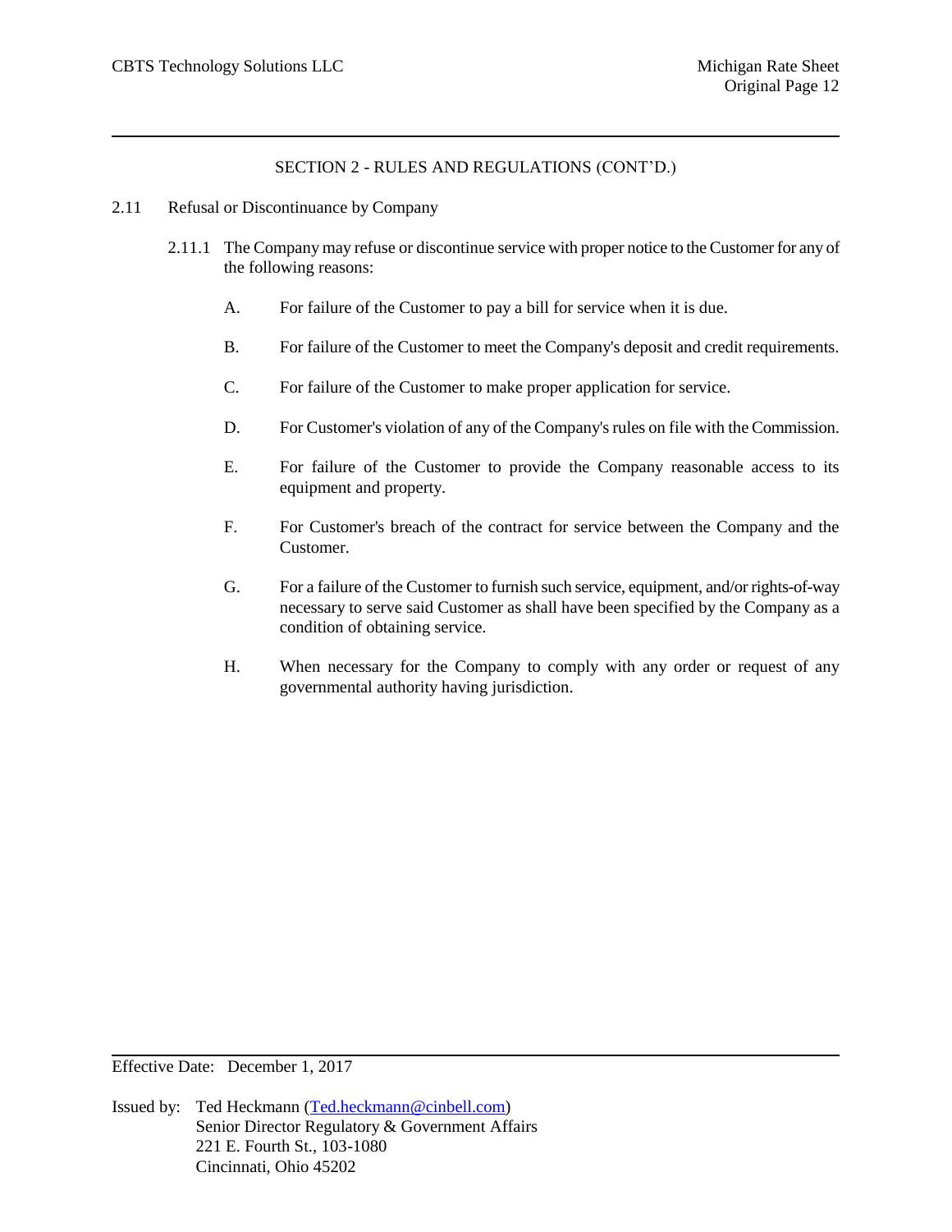## SECTION 2 - RULES AND REGULATIONS (CONT'D.)

### 2.11 Refusal or Discontinuance by Company

2.11.1 The Company may refuse or discontinue service with proper notice to the Customer for any of the following reasons:

A. For failure of the Customer to pay a bill for service when it is due.

B. For failure of the Customer to meet the Company's deposit and credit requirements.

C. For failure of the Customer to make proper application for service.

D. For Customer's violation of any of the Company's rules on file with the Commission.

E. For failure of the Customer to provide the Company reasonable access to its equipment and property.

F. For Customer's breach of the contract for service between the Company and the Customer.

G. For a failure of the Customer to furnish such service, equipment, and/or rights-of-way necessary to serve said Customer as shall have been specified by the Company as a condition of obtaining service.

H. When necessary for the Company to comply with any order or request of any governmental authority having jurisdiction.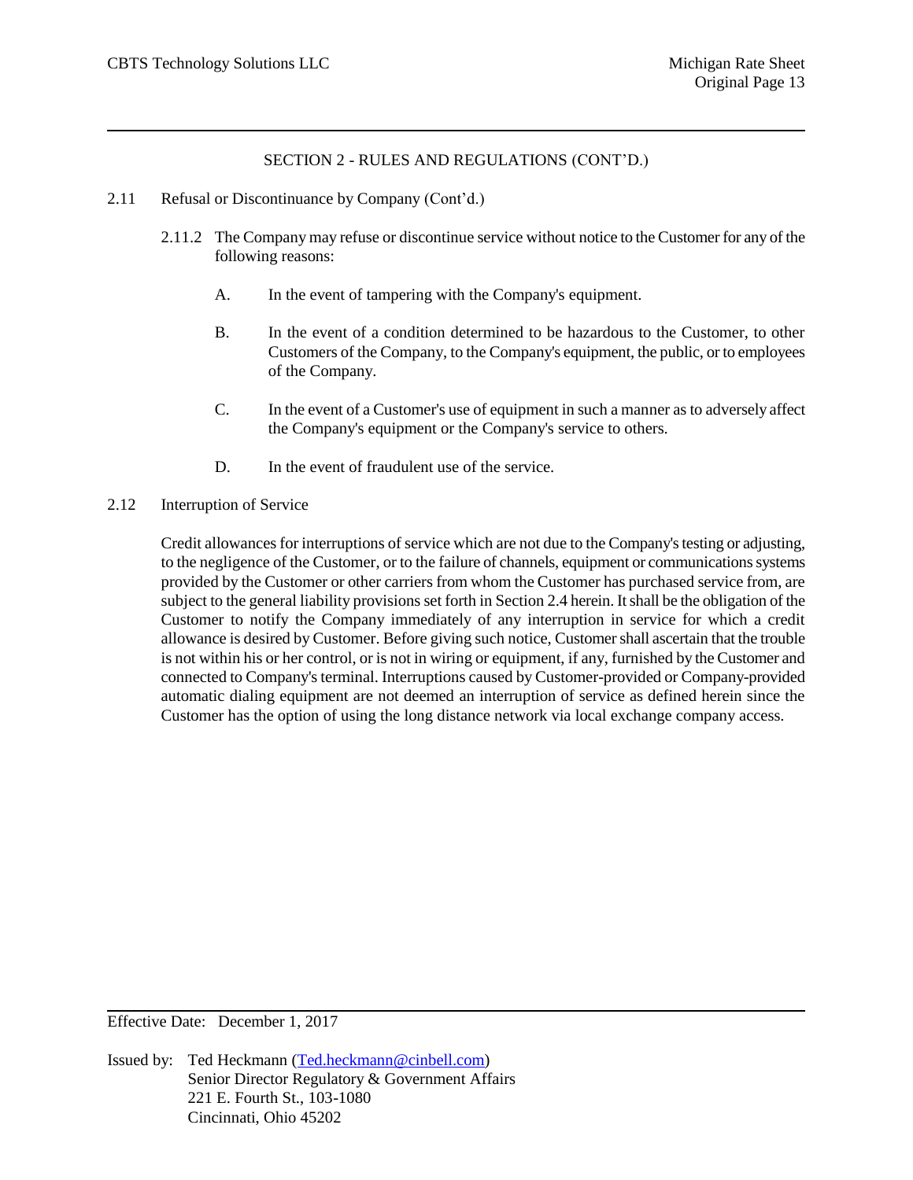## SECTION 2 - RULES AND REGULATIONS (CONT'D.)

2.11 Refusal or Discontinuance by Company (Cont'd.)

2.11.2 The Company may refuse or discontinue service without notice to the Customer for any of the following reasons:

A. In the event of tampering with the Company's equipment.

B. In the event of a condition determined to be hazardous to the Customer, to other Customers of the Company, to the Company's equipment, the public, or to employees of the Company.

C. In the event of a Customer's use of equipment in such a manner as to adversely affect the Company's equipment or the Company's service to others.

D. In the event of fraudulent use of the service.

2.12 Interruption of Service

Credit allowances for interruptions of service which are not due to the Company's testing or adjusting, to the negligence of the Customer, or to the failure of channels, equipment or communications systems provided by the Customer or other carriers from whom the Customer has purchased service from, are subject to the general liability provisions set forth in Section 2.4 herein. It shall be the obligation of the Customer to notify the Company immediately of any interruption in service for which a credit allowance is desired by Customer. Before giving such notice, Customer shall ascertain that the trouble is not within his or her control, or is not in wiring or equipment, if any, furnished by the Customer and connected to Company's terminal. Interruptions caused by Customer-provided or Company-provided automatic dialing equipment are not deemed an interruption of service as defined herein since the Customer has the option of using the long distance network via local exchange company access.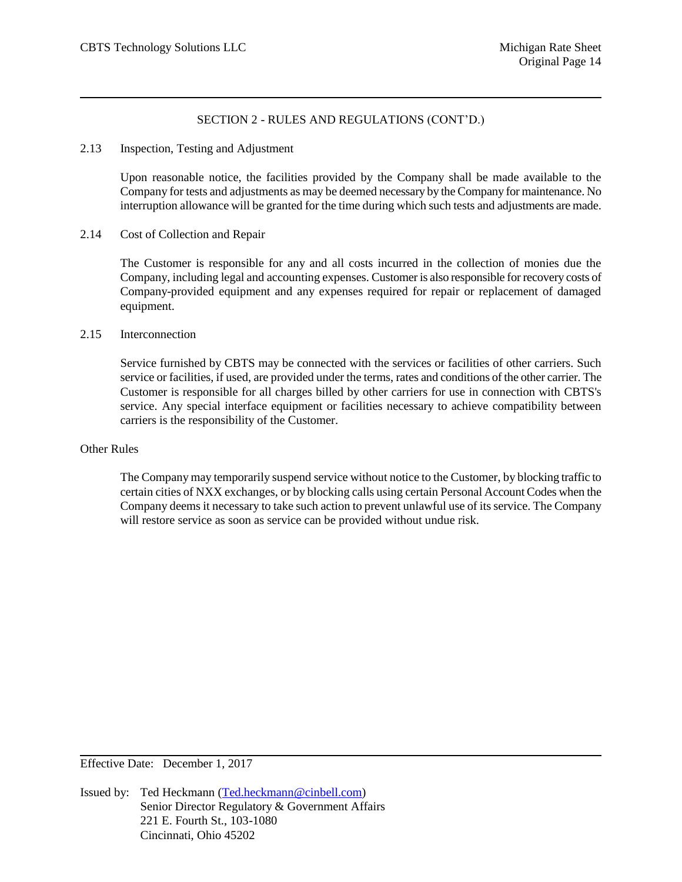## SECTION 2 - RULES AND REGULATIONS (CONT'D.)

### 2.13 Inspection, Testing and Adjustment

Upon reasonable notice, the facilities provided by the Company shall be made available to the Company for tests and adjustments as may be deemed necessary by the Company for maintenance. No interruption allowance will be granted for the time during which such tests and adjustments are made.

### 2.14 Cost of Collection and Repair

The Customer is responsible for any and all costs incurred in the collection of monies due the Company, including legal and accounting expenses. Customer is also responsible for recovery costs of Company-provided equipment and any expenses required for repair or replacement of damaged equipment.

### 2.15 Interconnection

Service furnished by CBTS may be connected with the services or facilities of other carriers. Such service or facilities, if used, are provided under the terms, rates and conditions of the other carrier. The Customer is responsible for all charges billed by other carriers for use in connection with CBTS's service. Any special interface equipment or facilities necessary to achieve compatibility between carriers is the responsibility of the Customer.

### Other Rules

The Company may temporarily suspend service without notice to the Customer, by blocking traffic to certain cities of NXX exchanges, or by blocking calls using certain Personal Account Codes when the Company deems it necessary to take such action to prevent unlawful use of its service. The Company will restore service as soon as service can be provided without undue risk.

Effective Date: December 1, 2017

Issued by: Ted Heckmann (Ted.heckmann@cinbell.com)
Senior Director Regulatory & Government Affairs
221 E. Fourth St., 103-1080
Cincinnati, Ohio 45202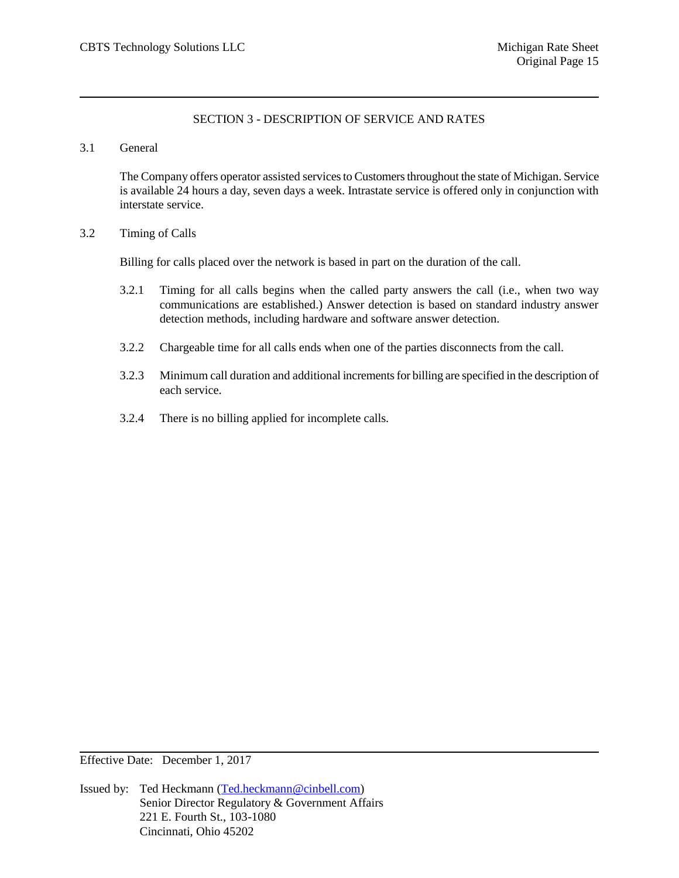## SECTION 3 - DESCRIPTION OF SERVICE AND RATES

### 3.1 General

The Company offers operator assisted services to Customers throughout the state of Michigan. Service is available 24 hours a day, seven days a week. Intrastate service is offered only in conjunction with interstate service.

### 3.2 Timing of Calls

Billing for calls placed over the network is based in part on the duration of the call.

3.2.1 Timing for all calls begins when the called party answers the call (i.e., when two way communications are established.) Answer detection is based on standard industry answer detection methods, including hardware and software answer detection.

3.2.2 Chargeable time for all calls ends when one of the parties disconnects from the call.

3.2.3 Minimum call duration and additional increments for billing are specified in the description of each service.

3.2.4 There is no billing applied for incomplete calls.

Effective Date: December 1, 2017

Issued by: Ted Heckmann (Ted.heckmann@cinbell.com)
Senior Director Regulatory & Government Affairs
221 E. Fourth St., 103-1080
Cincinnati, Ohio 45202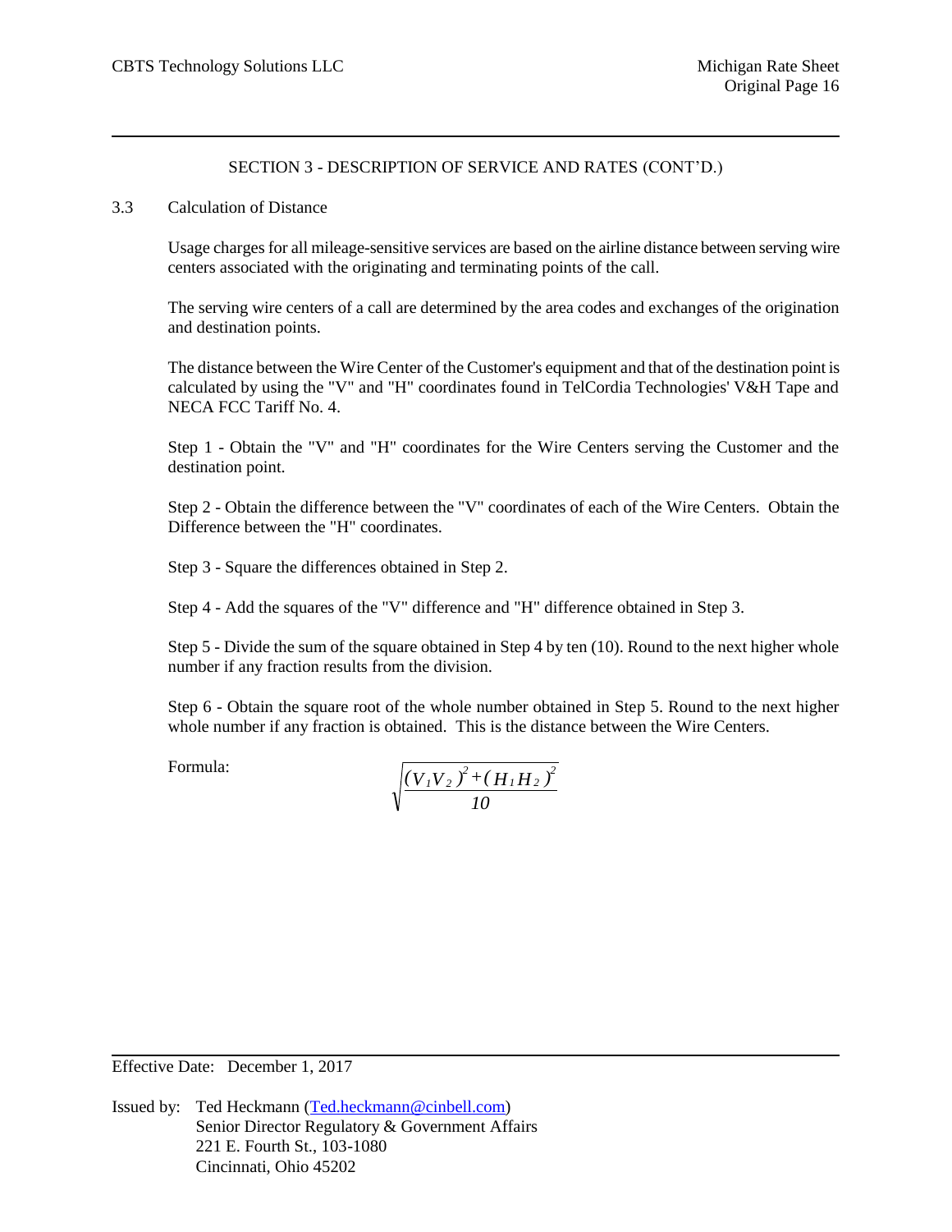## SECTION 3 - DESCRIPTION OF SERVICE AND RATES (CONT'D.)

### 3.3 Calculation of Distance

Usage charges for all mileage-sensitive services are based on the airline distance between serving wire centers associated with the originating and terminating points of the call.

The serving wire centers of a call are determined by the area codes and exchanges of the origination and destination points.

The distance between the Wire Center of the Customer's equipment and that of the destination point is calculated by using the "V" and "H" coordinates found in TelCordia Technologies' V&H Tape and NECA FCC Tariff No. 4.

Step 1 - Obtain the "V" and "H" coordinates for the Wire Centers serving the Customer and the destination point.

Step 2 - Obtain the difference between the "V" coordinates of each of the Wire Centers. Obtain the Difference between the "H" coordinates.

Step 3 - Square the differences obtained in Step 2.

Step 4 - Add the squares of the "V" difference and "H" difference obtained in Step 3.

Step 5 - Divide the sum of the square obtained in Step 4 by ten (10). Round to the next higher whole number if any fraction results from the division.

Step 6 - Obtain the square root of the whole number obtained in Step 5. Round to the next higher whole number if any fraction is obtained. This is the distance between the Wire Centers.

Formula:

$$\sqrt{\frac{(V_1 V_2)^2 + (H_1 H_2)^2}{10}}$$

Effective Date: December 1, 2017

Issued by: Ted Heckmann (Ted.heckmann@cinbell.com)
Senior Director Regulatory & Government Affairs
221 E. Fourth St., 103-1080
Cincinnati, Ohio 45202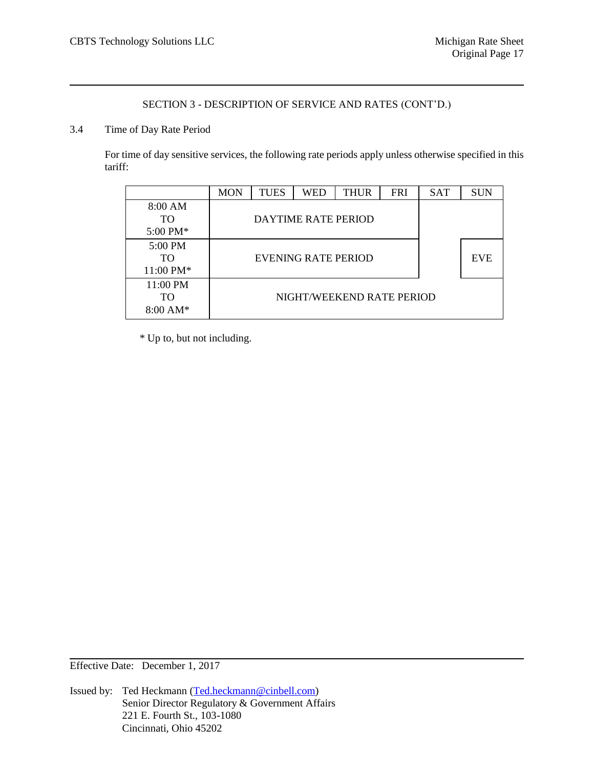SECTION 3 - DESCRIPTION OF SERVICE AND RATES (CONT'D.)

3.4 Time of Day Rate Period

For time of day sensitive services, the following rate periods apply unless otherwise specified in this tariff:

| | MON | TUES | WED | THUR | FRI | SAT | SUN |
|---|---|---|---|---|---|---|---|
| 8:00 AM TO 5:00 PM* | DAYTIME RATE PERIOD | | | | | | |
| 5:00 PM TO 11:00 PM* | EVENING RATE PERIOD | | | | | | EVE |
| 11:00 PM TO 8:00 AM* | NIGHT/WEEKEND RATE PERIOD | | | | | | |

\* Up to, but not including.

Effective Date: December 1, 2017

Issued by: Ted Heckmann (Ted.heckmann@cinbell.com)
Senior Director Regulatory & Government Affairs
221 E. Fourth St., 103-1080
Cincinnati, Ohio 45202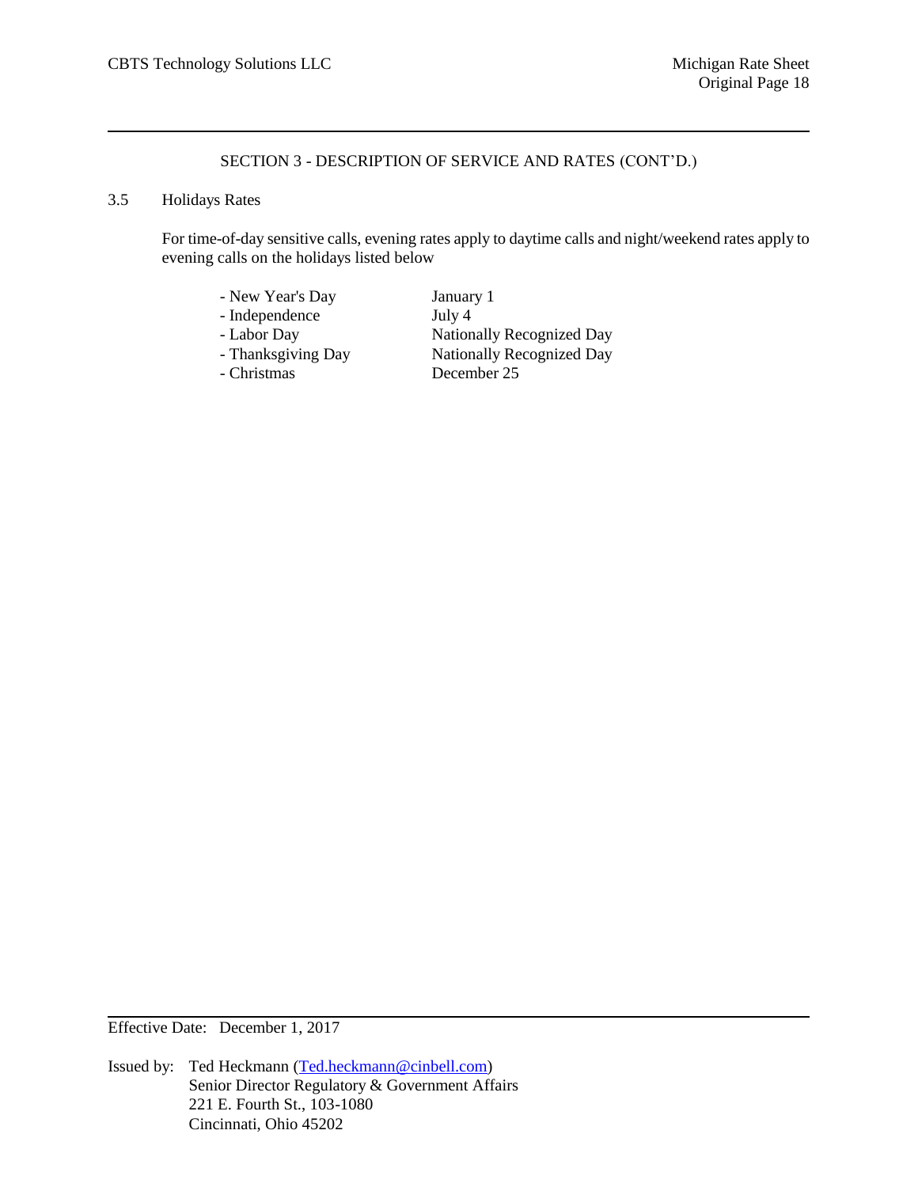SECTION 3 - DESCRIPTION OF SERVICE AND RATES (CONT'D.)

3.5 Holidays Rates

For time-of-day sensitive calls, evening rates apply to daytime calls and night/weekend rates apply to evening calls on the holidays listed below

| Holiday | Date |
| --- | --- |
| - New Year's Day | January 1 |
| - Independence | July 4 |
| - Labor Day | Nationally Recognized Day |
| - Thanksgiving Day | Nationally Recognized Day |
| - Christmas | December 25 |

Effective Date: December 1, 2017

Issued by: Ted Heckmann (Ted.heckmann@cinbell.com)
Senior Director Regulatory & Government Affairs
221 E. Fourth St., 103-1080
Cincinnati, Ohio 45202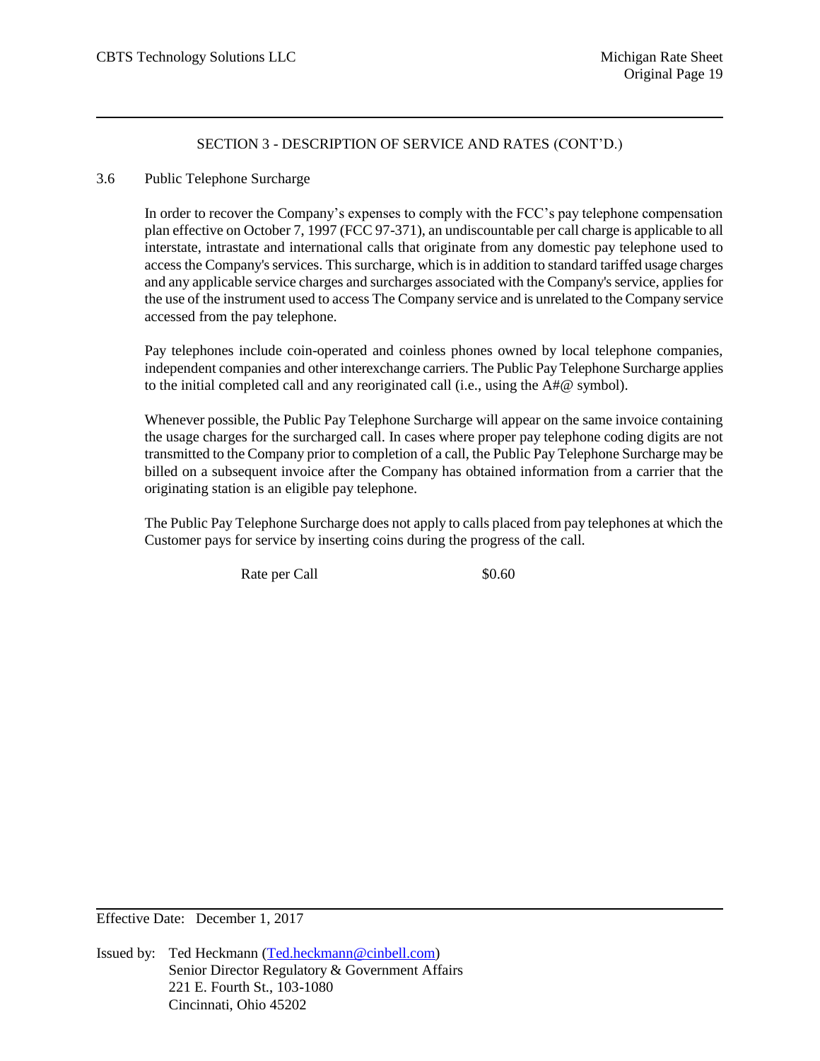SECTION 3 - DESCRIPTION OF SERVICE AND RATES (CONT'D.)

3.6 Public Telephone Surcharge

In order to recover the Company's expenses to comply with the FCC's pay telephone compensation plan effective on October 7, 1997 (FCC 97-371), an undiscountable per call charge is applicable to all interstate, intrastate and international calls that originate from any domestic pay telephone used to access the Company's services. This surcharge, which is in addition to standard tariffed usage charges and any applicable service charges and surcharges associated with the Company's service, applies for the use of the instrument used to access The Company service and is unrelated to the Company service accessed from the pay telephone.

Pay telephones include coin-operated and coinless phones owned by local telephone companies, independent companies and other interexchange carriers. The Public Pay Telephone Surcharge applies to the initial completed call and any reoriginated call (i.e., using the A#@ symbol).

Whenever possible, the Public Pay Telephone Surcharge will appear on the same invoice containing the usage charges for the surcharged call. In cases where proper pay telephone coding digits are not transmitted to the Company prior to completion of a call, the Public Pay Telephone Surcharge may be billed on a subsequent invoice after the Company has obtained information from a carrier that the originating station is an eligible pay telephone.

The Public Pay Telephone Surcharge does not apply to calls placed from pay telephones at which the Customer pays for service by inserting coins during the progress of the call.

| Rate per Call | $0.60 |
|---|---|

Effective Date: December 1, 2017

Issued by: Ted Heckmann (Ted.heckmann@cinbell.com)
Senior Director Regulatory & Government Affairs
221 E. Fourth St., 103-1080
Cincinnati, Ohio 45202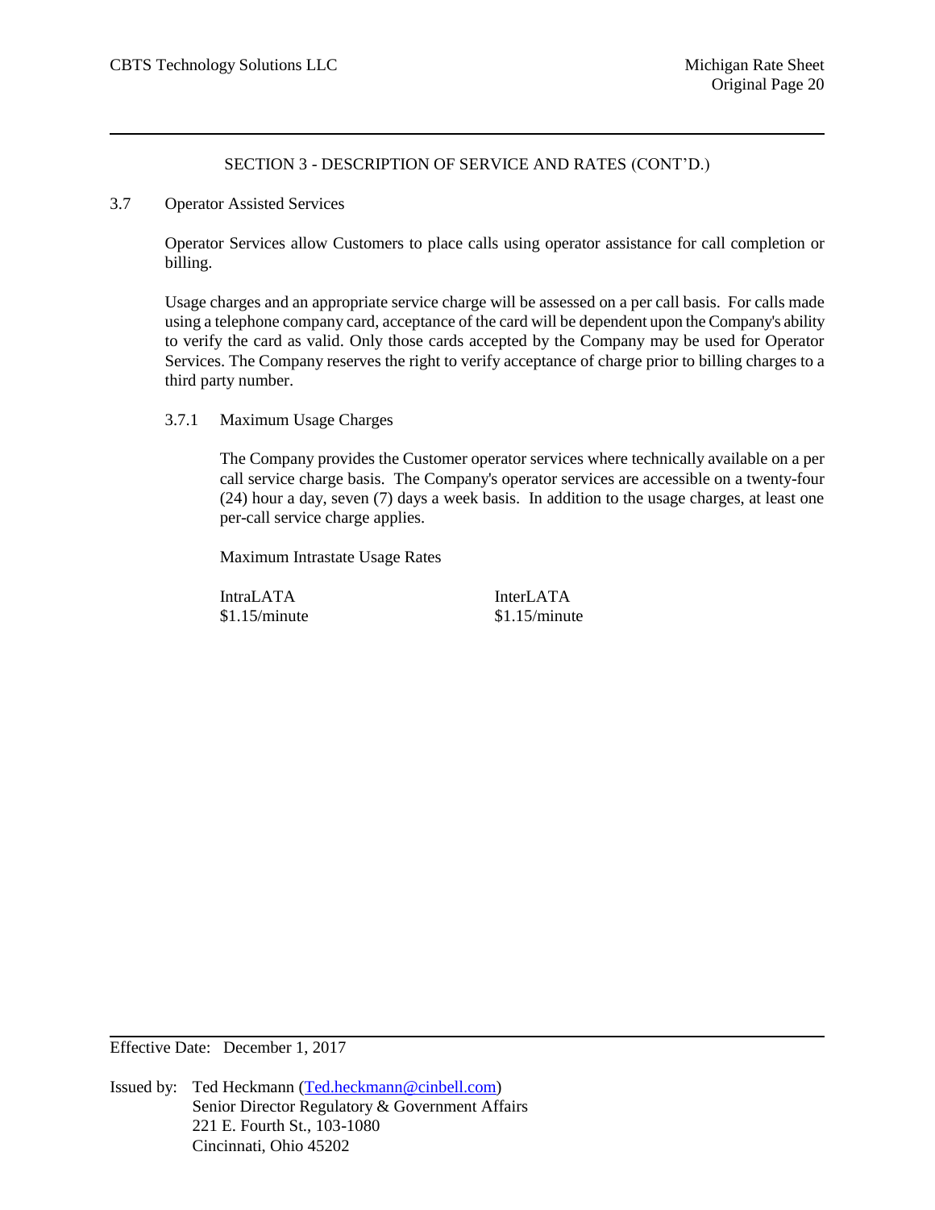## SECTION 3 - DESCRIPTION OF SERVICE AND RATES (CONT'D.)

### 3.7 Operator Assisted Services

Operator Services allow Customers to place calls using operator assistance for call completion or billing.

Usage charges and an appropriate service charge will be assessed on a per call basis. For calls made using a telephone company card, acceptance of the card will be dependent upon the Company's ability to verify the card as valid. Only those cards accepted by the Company may be used for Operator Services. The Company reserves the right to verify acceptance of charge prior to billing charges to a third party number.

#### 3.7.1 Maximum Usage Charges

The Company provides the Customer operator services where technically available on a per call service charge basis. The Company's operator services are accessible on a twenty-four (24) hour a day, seven (7) days a week basis. In addition to the usage charges, at least one per-call service charge applies.

Maximum Intrastate Usage Rates

| IntraLATA | InterLATA |
|---|---|
| $1.15/minute | $1.15/minute |

Effective Date: December 1, 2017

Issued by: Ted Heckmann (Ted.heckmann@cinbell.com)
Senior Director Regulatory & Government Affairs
221 E. Fourth St., 103-1080
Cincinnati, Ohio 45202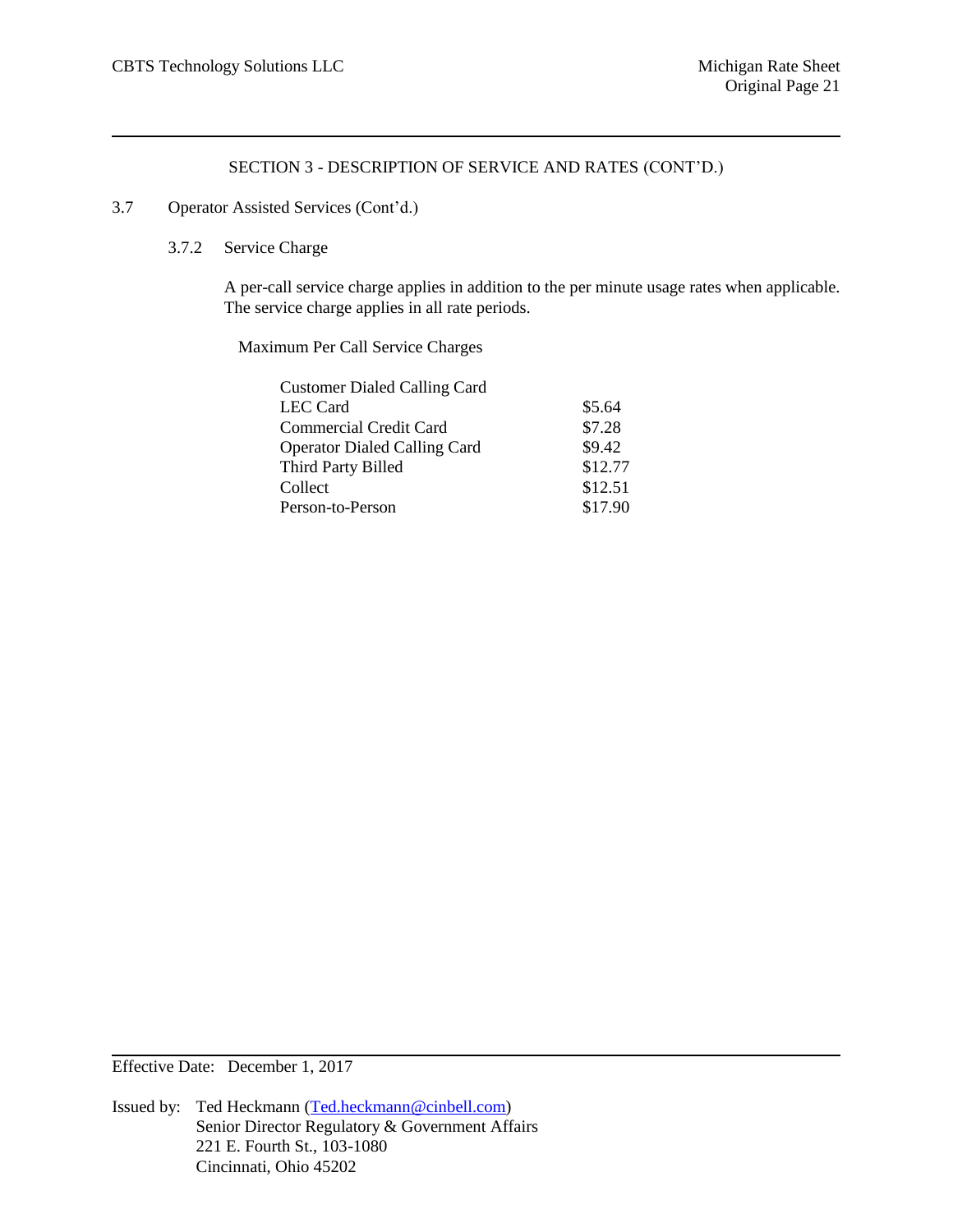## SECTION 3 - DESCRIPTION OF SERVICE AND RATES (CONT'D.)

### 3.7 Operator Assisted Services (Cont'd.)

#### 3.7.2 Service Charge

A per-call service charge applies in addition to the per minute usage rates when applicable. The service charge applies in all rate periods.

Maximum Per Call Service Charges

| | |
|---|---|
| Customer Dialed Calling Card | |
| LEC Card | $5.64 |
| Commercial Credit Card | $7.28 |
| Operator Dialed Calling Card | $9.42 |
| Third Party Billed | $12.77 |
| Collect | $12.51 |
| Person-to-Person | $17.90 |

Effective Date: December 1, 2017

Issued by: Ted Heckmann (Ted.heckmann@cinbell.com)
Senior Director Regulatory & Government Affairs
221 E. Fourth St., 103-1080
Cincinnati, Ohio 45202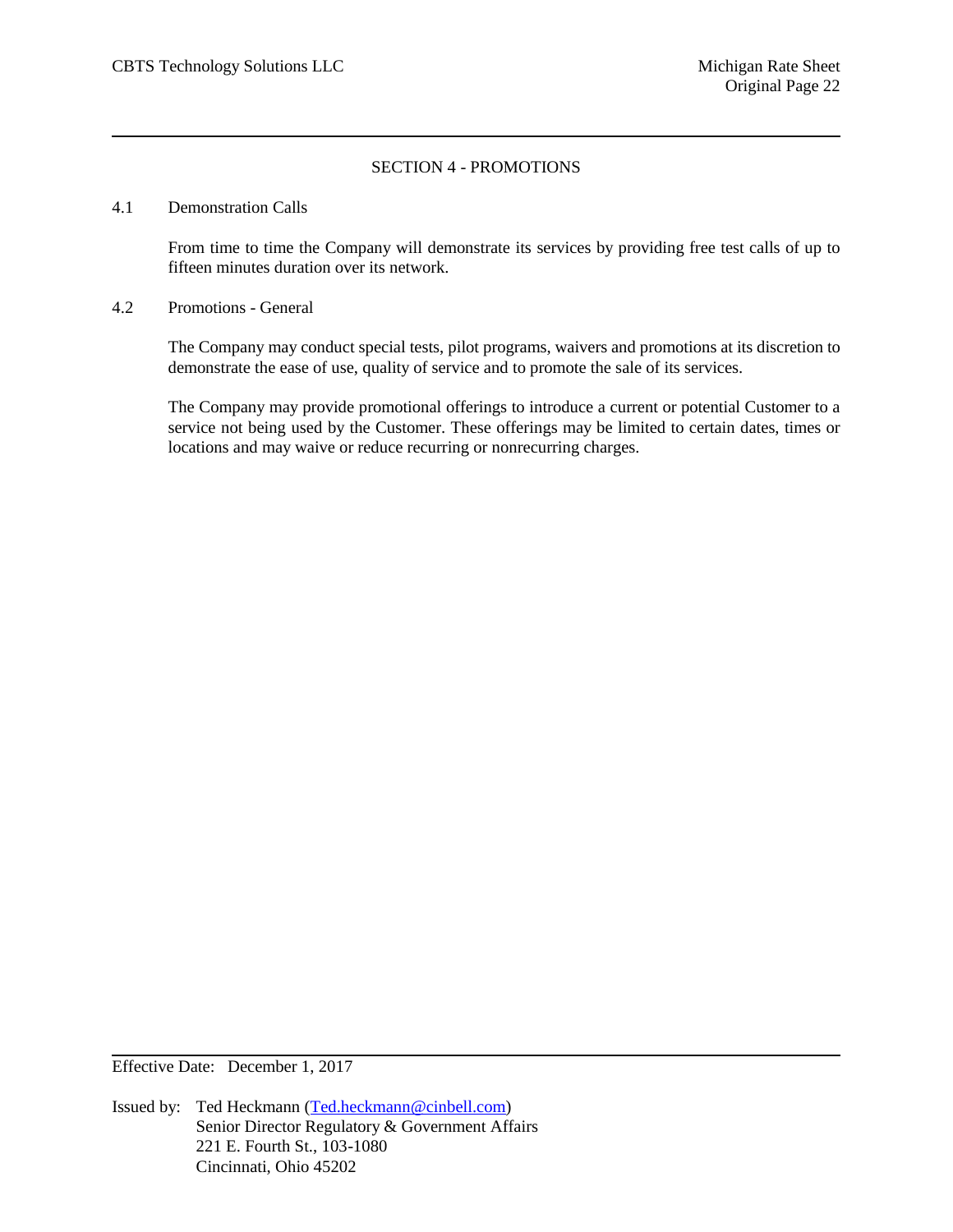## SECTION 4 - PROMOTIONS

### 4.1 Demonstration Calls

From time to time the Company will demonstrate its services by providing free test calls of up to fifteen minutes duration over its network.

### 4.2 Promotions - General

The Company may conduct special tests, pilot programs, waivers and promotions at its discretion to demonstrate the ease of use, quality of service and to promote the sale of its services.

The Company may provide promotional offerings to introduce a current or potential Customer to a service not being used by the Customer. These offerings may be limited to certain dates, times or locations and may waive or reduce recurring or nonrecurring charges.